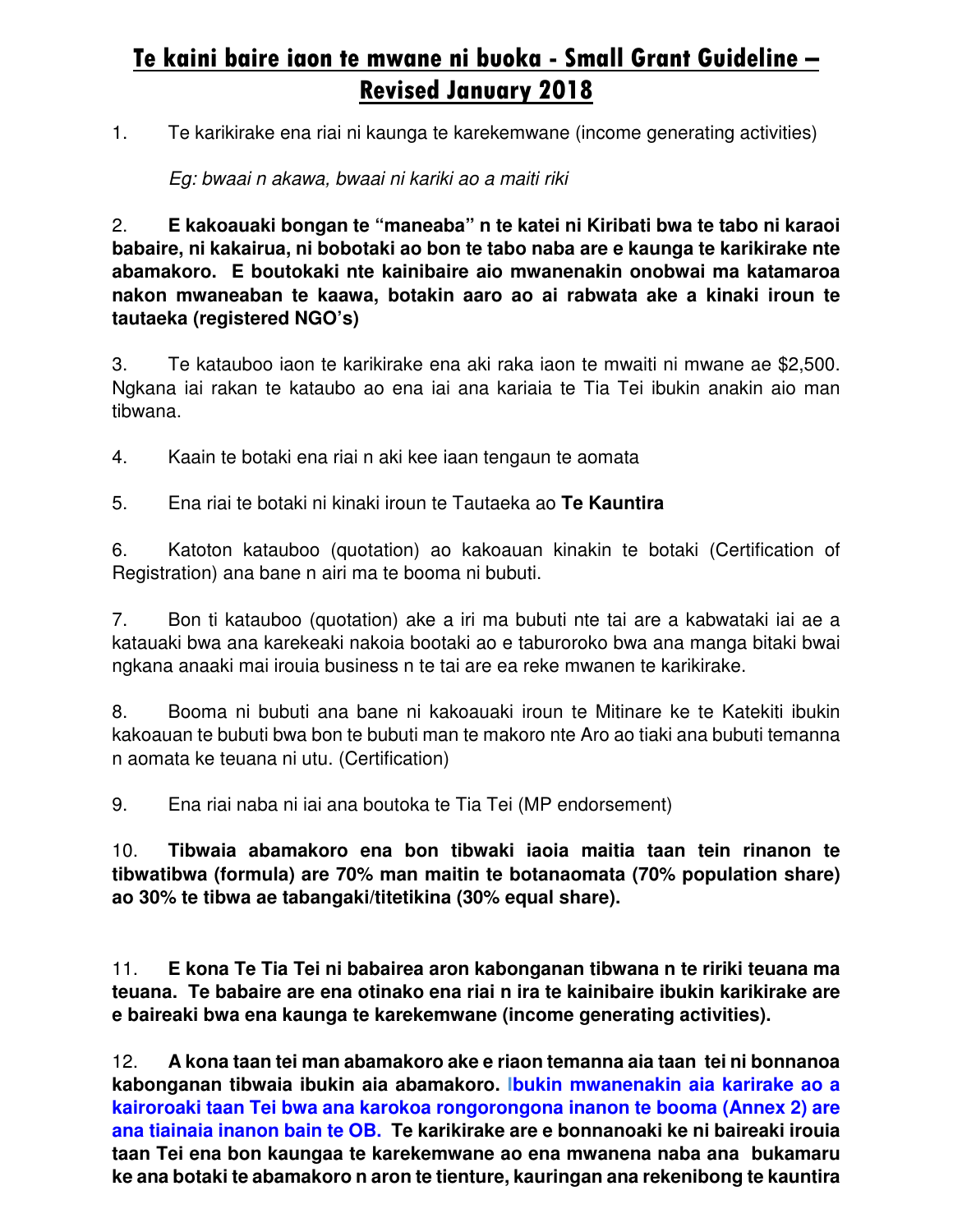# Te kaini baire iaon te mwane ni buoka - Small Grant Guideline – Revised January 2018

1. Te karikirake ena riai ni kaunga te karekemwane (income generating activities)

   *Eg: bwaai n akawa, bwaai ni kariki ao a maiti riki*

2. **E kakoauaki bongan te "maneaba" n te katei ni Kiribati bwa te tabo ni karaoi babaire, ni kakairua, ni bobotaki ao bon te tabo naba are e kaunga te karikirake nte abamakoro. E boutokaki nte kainibaire aio mwanenakin onobwai ma katamaroa nakon mwaneaban te kaawa, botakin aaro ao ai rabwata ake a kinaki iroun te tautaeka (registered NGO's)**

3. Te katauboo iaon te karikirake ena aki raka iaon te mwaiti ni mwane ae $2,500. Ngkana iai rakan te kataubo ao ena iai ana kariaia te Tia Tei ibukin anakin aio man tibwana.

4. Kaain te botaki ena riai n aki kee iaan tengaun te aomata

5. Ena riai te botaki ni kinaki iroun te Tautaeka ao **Te Kauntira**

6. Katoton katauboo (quotation) ao kakoauan kinakin te botaki (Certification of Registration) ana bane n airi ma te booma ni bubuti.

7. Bon ti katauboo (quotation) ake a iri ma bubuti nte tai are a kabwataki iai ae a katauaki bwa ana karekeaki nakoia bootaki ao e taburoroko bwa ana manga bitaki bwai ngkana anaaki mai irouia business n te tai are ea reke mwanen te karikirake.

8. Booma ni bubuti ana bane ni kakoauaki iroun te Mitinare ke te Katekiti ibukin kakoauan te bubuti bwa bon te bubuti man te makoro nte Aro ao tiaki ana bubuti temanna n aomata ke teuana ni utu. (Certification)

9. Ena riai naba ni iai ana boutoka te Tia Tei (MP endorsement)

10. **Tibwaia abamakoro ena bon tibwaki iaoia maitia taan tein rinanon te tibwatibwa (formula) are 70% man maitin te botanaomata (70% population share) ao 30% te tibwa ae tabangaki/titetikina (30% equal share).**

11. **E kona Te Tia Tei ni babairea aron kabonganan tibwana n te ririki teuana ma teuana. Te babaire are ena otinako ena riai n ira te kainibaire ibukin karikirake are e baireaki bwa ena kaunga te karekemwane (income generating activities).**

12. **A kona taan tei man abamakoro ake e riaon temanna aia taan tei ni bonnanoa kabonganan tibwaia ibukin aia abamakoro. Ibukin mwanenakin aia karirake ao a kairoroaki taan Tei bwa ana karokoa rongorongona inanon te booma (Annex 2) are ana tiainaia inanon bain te OB. Te karikirake are e bonnanoaki ke ni baireaki irouia taan Tei ena bon kaungaa te karekemwane ao ena mwanena naba ana bukamaru ke ana botaki te abamakoro n aron te tienture, kauringan ana rekenibong te kauntira**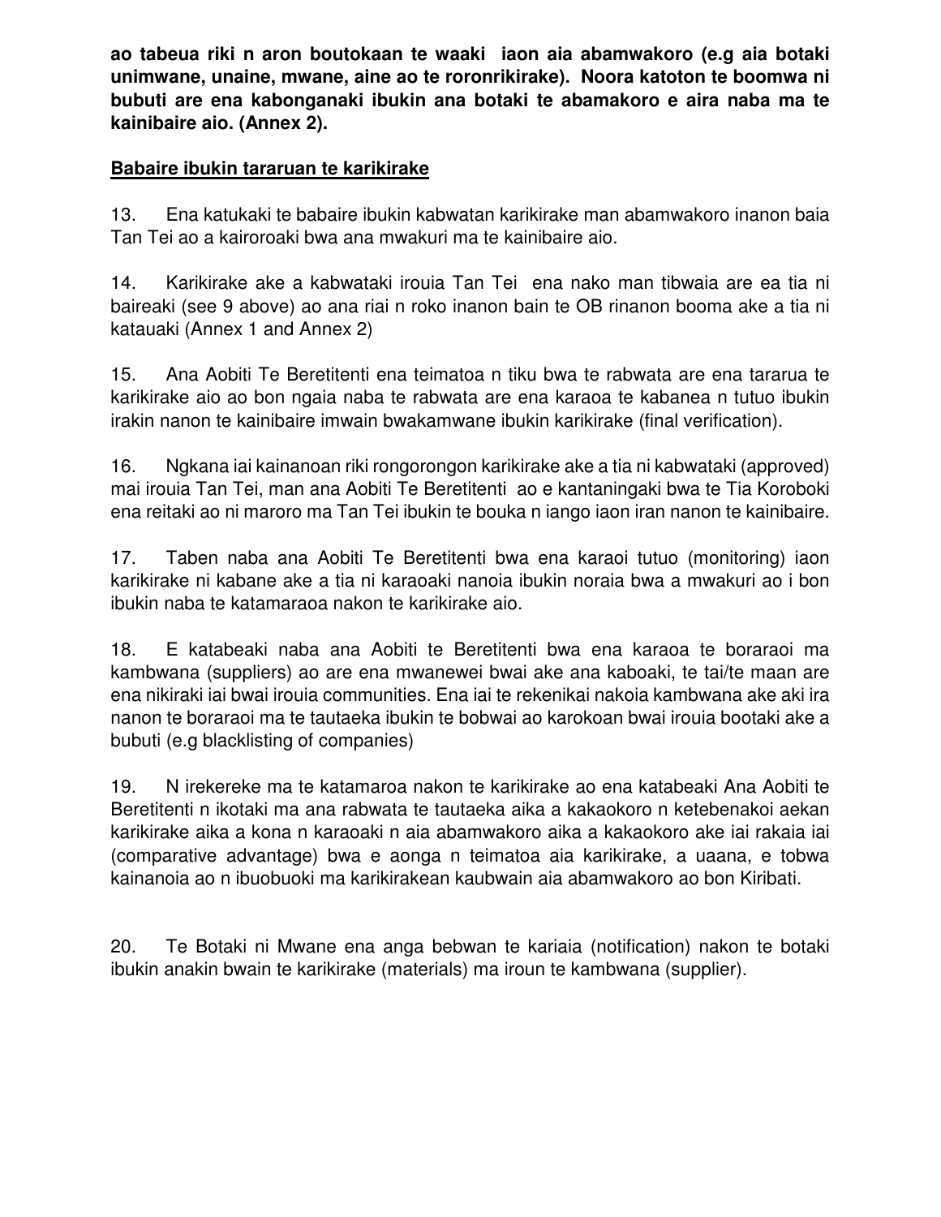**ao tabeua riki n aron boutokaan te waaki iaon aia abamwakoro (e.g aia botaki unimwane, unaine, mwane, aine ao te roronrikirake). Noora katoton te boomwa ni bubuti are ena kabonganaki ibukin ana botaki te abamakoro e aira naba ma te kainibaire aio. (Annex 2).**

**Babaire ibukin tararuan te karikirake**

13. Ena katukaki te babaire ibukin kabwatan karikirake man abamwakoro inanon baia Tan Tei ao a kairoroaki bwa ana mwakuri ma te kainibaire aio.

14. Karikirake ake a kabwataki irouia Tan Tei ena nako man tibwaia are ea tia ni baireaki (see 9 above) ao ana riai n roko inanon bain te OB rinanon booma ake a tia ni katauaki (Annex 1 and Annex 2)

15. Ana Aobiti Te Beretitenti ena teimatoa n tiku bwa te rabwata are ena tararua te karikirake aio ao bon ngaia naba te rabwata are ena karaoa te kabanea n tutuo ibukin irakin nanon te kainibaire imwain bwakamwane ibukin karikirake (final verification).

16. Ngkana iai kainanoan riki rongorongon karikirake ake a tia ni kabwataki (approved) mai irouia Tan Tei, man ana Aobiti Te Beretitenti ao e kantaningaki bwa te Tia Koroboki ena reitaki ao ni maroro ma Tan Tei ibukin te bouka n iango iaon iran nanon te kainibaire.

17. Taben naba ana Aobiti Te Beretitenti bwa ena karaoi tutuo (monitoring) iaon karikirake ni kabane ake a tia ni karaoaki nanoia ibukin noraia bwa a mwakuri ao i bon ibukin naba te katamaraoa nakon te karikirake aio.

18. E katabeaki naba ana Aobiti te Beretitenti bwa ena karaoa te boraraoi ma kambwana (suppliers) ao are ena mwanewei bwai ake ana kaboaki, te tai/te maan are ena nikiraki iai bwai irouia communities. Ena iai te rekenikai nakoia kambwana ake aki ira nanon te boraraoi ma te tautaeka ibukin te bobwai ao karokoan bwai irouia bootaki ake a bubuti (e.g blacklisting of companies)

19. N irekereke ma te katamaroa nakon te karikirake ao ena katabeaki Ana Aobiti te Beretitenti n ikotaki ma ana rabwata te tautaeka aika a kakaokoro n ketebenakoi aekan karikirake aika a kona n karaoaki n aia abamwakoro aika a kakaokoro ake iai rakaia iai (comparative advantage) bwa e aonga n teimatoa aia karikirake, a uaana, e tobwa kainanoia ao n ibuobuoki ma karikirakean kaubwain aia abamwakoro ao bon Kiribati.

20. Te Botaki ni Mwane ena anga bebwan te kariaia (notification) nakon te botaki ibukin anakin bwain te karikirake (materials) ma iroun te kambwana (supplier).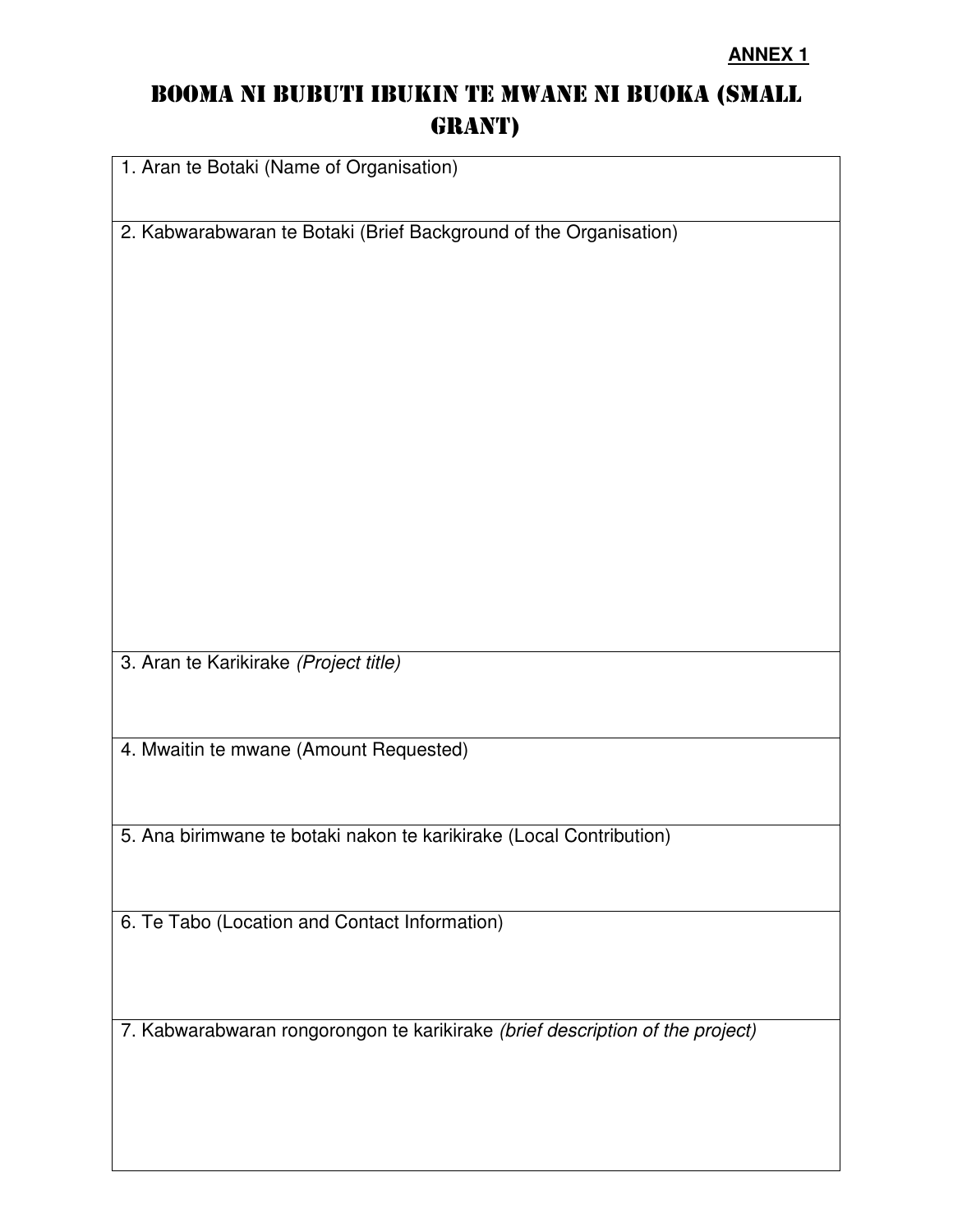**ANNEX 1**

# BOOMA NI BUBUTI IBUKIN TE MWANE NI BUOKA (SMALL GRANT)

| 1. Aran te Botaki (Name of Organisation) |
|---|
| 2. Kabwarabwaran te Botaki (Brief Background of the Organisation) |
| 3. Aran te Karikirake *(Project title)* |
| 4. Mwaitin te mwane (Amount Requested) |
| 5. Ana birimwane te botaki nakon te karikirake (Local Contribution) |
| 6. Te Tabo (Location and Contact Information) |
| 7. Kabwarabwaran rongorongon te karikirake *(brief description of the project)* |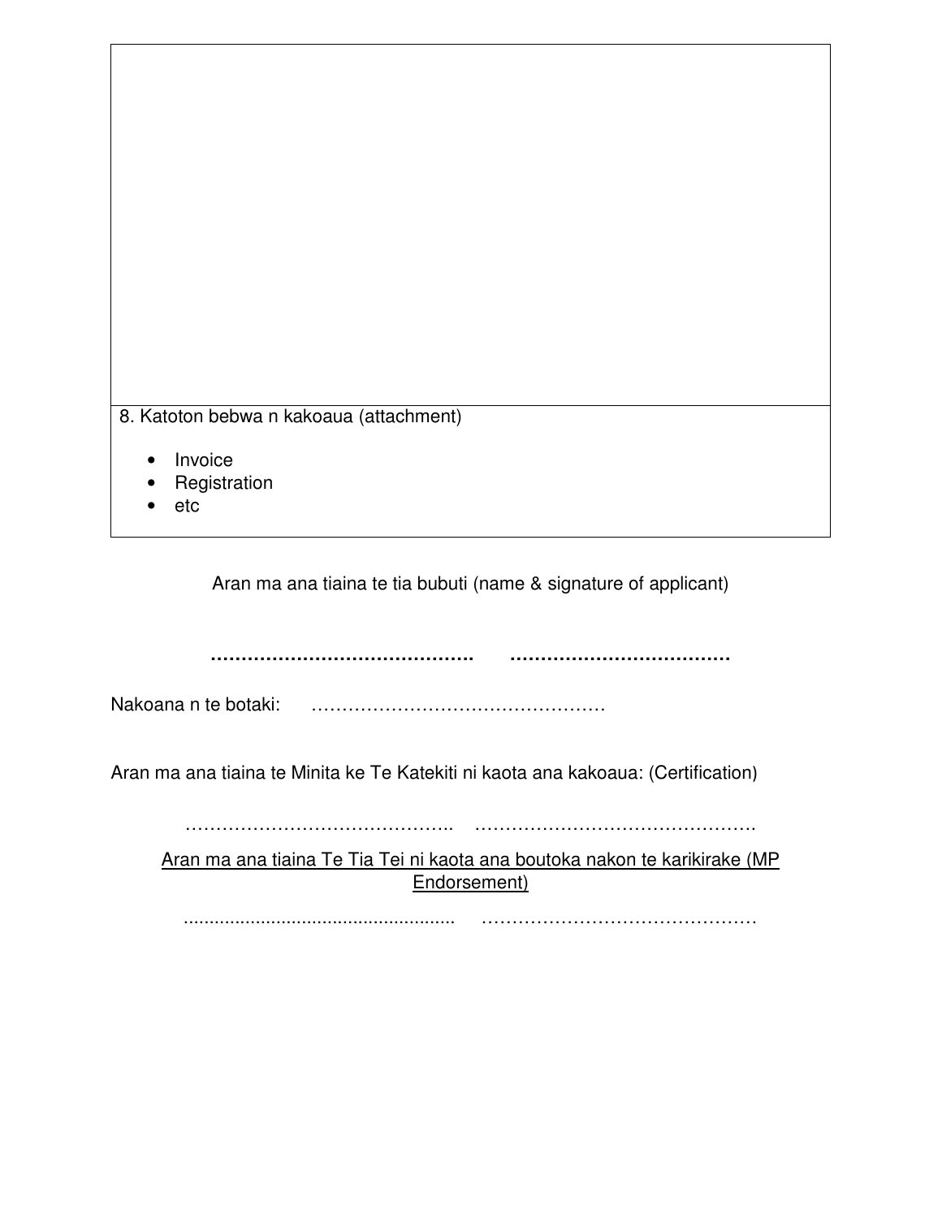| |
|---|
| |
| 8. Katoton bebwa n kakoaua (attachment)<br><br>• Invoice<br>• Registration<br>• etc |

Aran ma ana tiaina te tia bubuti (name & signature of applicant)

**........................................... .....................................**

Nakoana n te botaki: ……………………………………………

Aran ma ana tiaina te Minita ke Te Katekiti ni kaota ana kakoaua: (Certification)

…………………………………….. ……………………………………….

Aran ma ana tiaina Te Tia Tei ni kaota ana boutoka nakon te karikirake (MP Endorsement)

..................................................... ………………………………………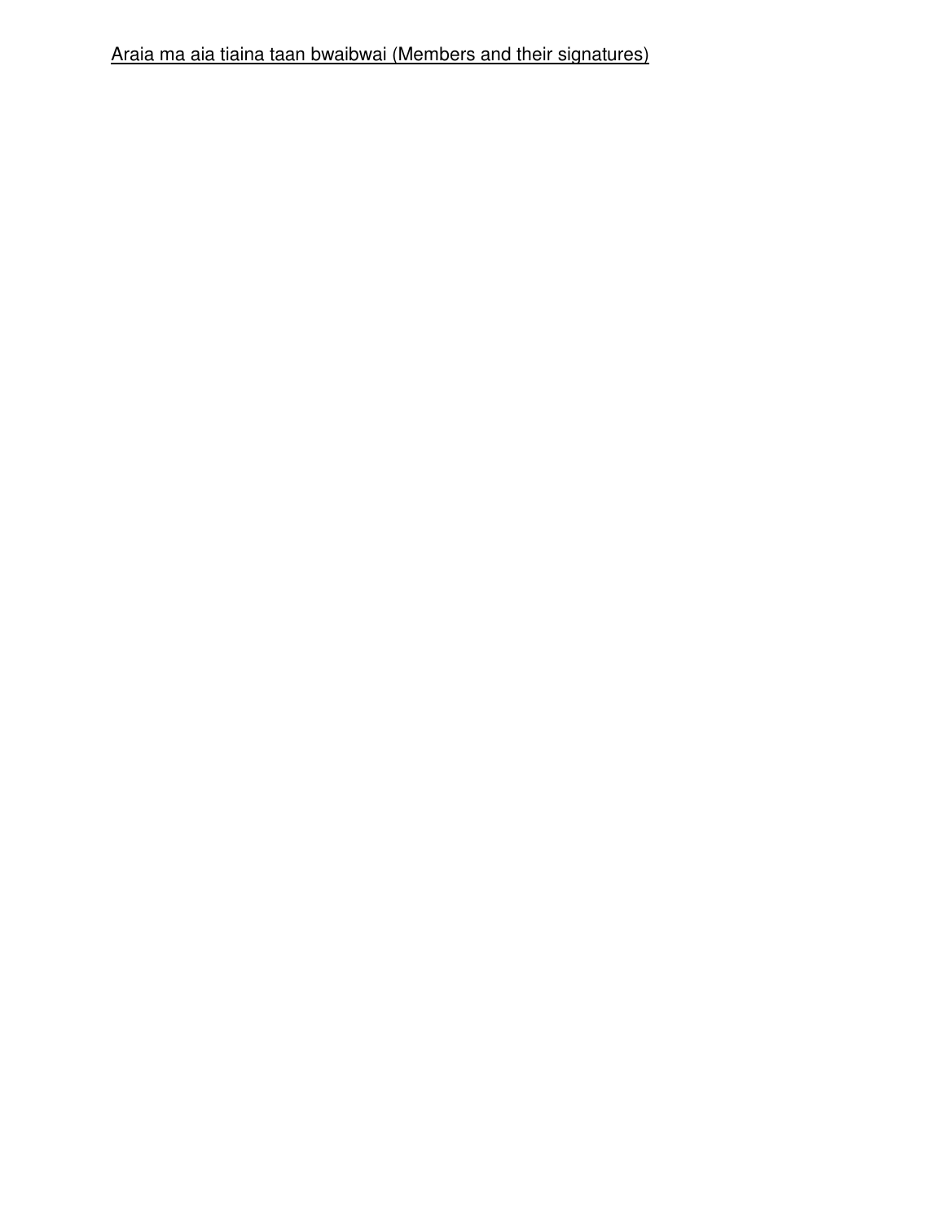Araia ma aia tiaina taan bwaibwai (Members and their signatures)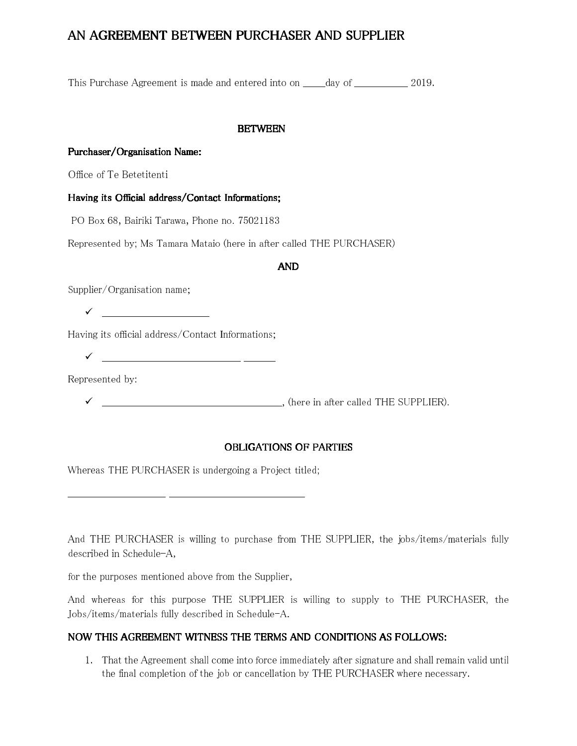# AN AGREEMENT BETWEEN PURCHASER AND SUPPLIER

This Purchase Agreement is made and entered into on _____day of ___________ 2019.

**BETWEEN**

**Purchaser/Organisation Name:**

Office of Te Betetitenti

**Having its Official address/Contact Informations;**

PO Box 68, Bairiki Tarawa, Phone no. 75021183

Represented by; Ms Tamara Mataio (here in after called THE PURCHASER)

**AND**

Supplier/Organisation name;

- ✓ ______________________

Having its official address/Contact Informations;

- ✓ _____________________________ _______

Represented by:

- ✓ _____________________________________, (here in after called THE SUPPLIER).

**OBLIGATIONS OF PARTIES**

Whereas THE PURCHASER is undergoing a Project titled;

____________________ ____________________________

And THE PURCHASER is willing to purchase from THE SUPPLIER, the jobs/items/materials fully described in Schedule-A,

for the purposes mentioned above from the Supplier,

And whereas for this purpose THE SUPPLIER is willing to supply to THE PURCHASER, the Jobs/items/materials fully described in Schedule-A.

**NOW THIS AGREEMENT WITNESS THE TERMS AND CONDITIONS AS FOLLOWS:**

1. That the Agreement shall come into force immediately after signature and shall remain valid until the final completion of the job or cancellation by THE PURCHASER where necessary.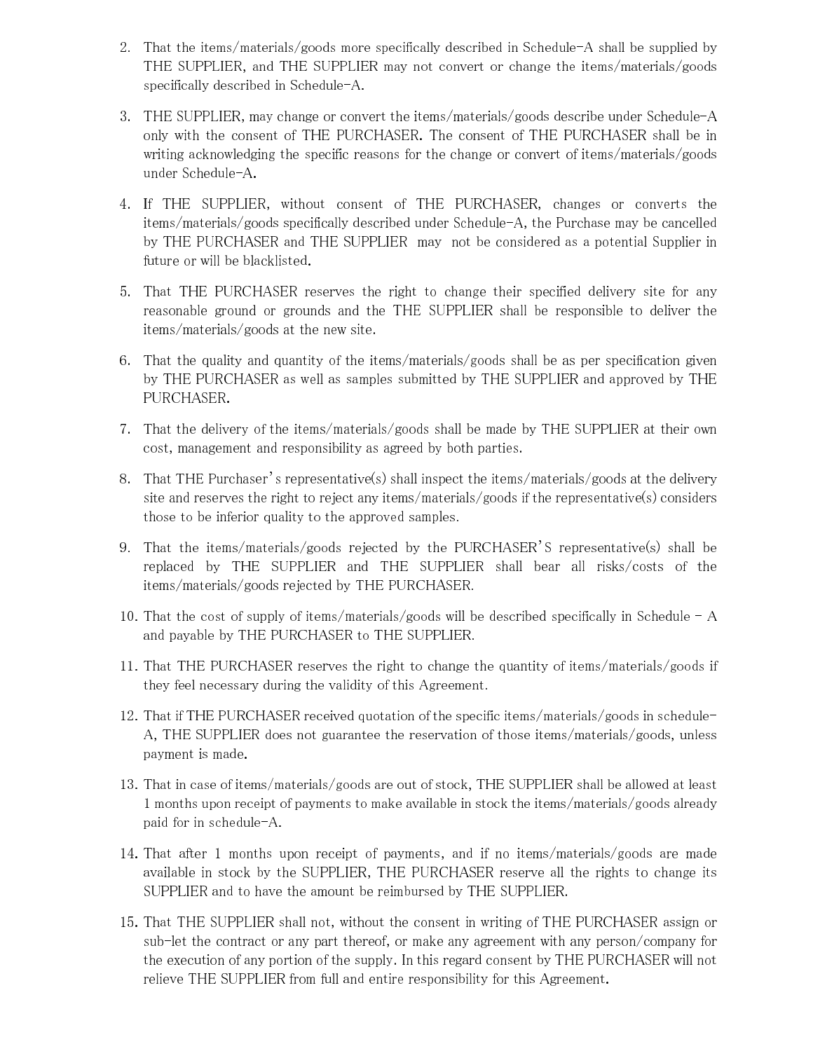2. That the items/materials/goods more specifically described in Schedule-A shall be supplied by THE SUPPLIER, and THE SUPPLIER may not convert or change the items/materials/goods specifically described in Schedule-A.

3. THE SUPPLIER, may change or convert the items/materials/goods describe under Schedule-A only with the consent of THE PURCHASER. The consent of THE PURCHASER shall be in writing acknowledging the specific reasons for the change or convert of items/materials/goods under Schedule-A.

4. If THE SUPPLIER, without consent of THE PURCHASER, changes or converts the items/materials/goods specifically described under Schedule-A, the Purchase may be cancelled by THE PURCHASER and THE SUPPLIER may not be considered as a potential Supplier in future or will be blacklisted.

5. That THE PURCHASER reserves the right to change their specified delivery site for any reasonable ground or grounds and the THE SUPPLIER shall be responsible to deliver the items/materials/goods at the new site.

6. That the quality and quantity of the items/materials/goods shall be as per specification given by THE PURCHASER as well as samples submitted by THE SUPPLIER and approved by THE PURCHASER.

7. That the delivery of the items/materials/goods shall be made by THE SUPPLIER at their own cost, management and responsibility as agreed by both parties.

8. That THE Purchaser's representative(s) shall inspect the items/materials/goods at the delivery site and reserves the right to reject any items/materials/goods if the representative(s) considers those to be inferior quality to the approved samples.

9. That the items/materials/goods rejected by the PURCHASER'S representative(s) shall be replaced by THE SUPPLIER and THE SUPPLIER shall bear all risks/costs of the items/materials/goods rejected by THE PURCHASER.

10. That the cost of supply of items/materials/goods will be described specifically in Schedule - A and payable by THE PURCHASER to THE SUPPLIER.

11. That THE PURCHASER reserves the right to change the quantity of items/materials/goods if they feel necessary during the validity of this Agreement.

12. That if THE PURCHASER received quotation of the specific items/materials/goods in schedule-A, THE SUPPLIER does not guarantee the reservation of those items/materials/goods, unless payment is made.

13. That in case of items/materials/goods are out of stock, THE SUPPLIER shall be allowed at least 1 months upon receipt of payments to make available in stock the items/materials/goods already paid for in schedule-A.

14. That after 1 months upon receipt of payments, and if no items/materials/goods are made available in stock by the SUPPLIER, THE PURCHASER reserve all the rights to change its SUPPLIER and to have the amount be reimbursed by THE SUPPLIER.

15. That THE SUPPLIER shall not, without the consent in writing of THE PURCHASER assign or sub-let the contract or any part thereof, or make any agreement with any person/company for the execution of any portion of the supply. In this regard consent by THE PURCHASER will not relieve THE SUPPLIER from full and entire responsibility for this Agreement.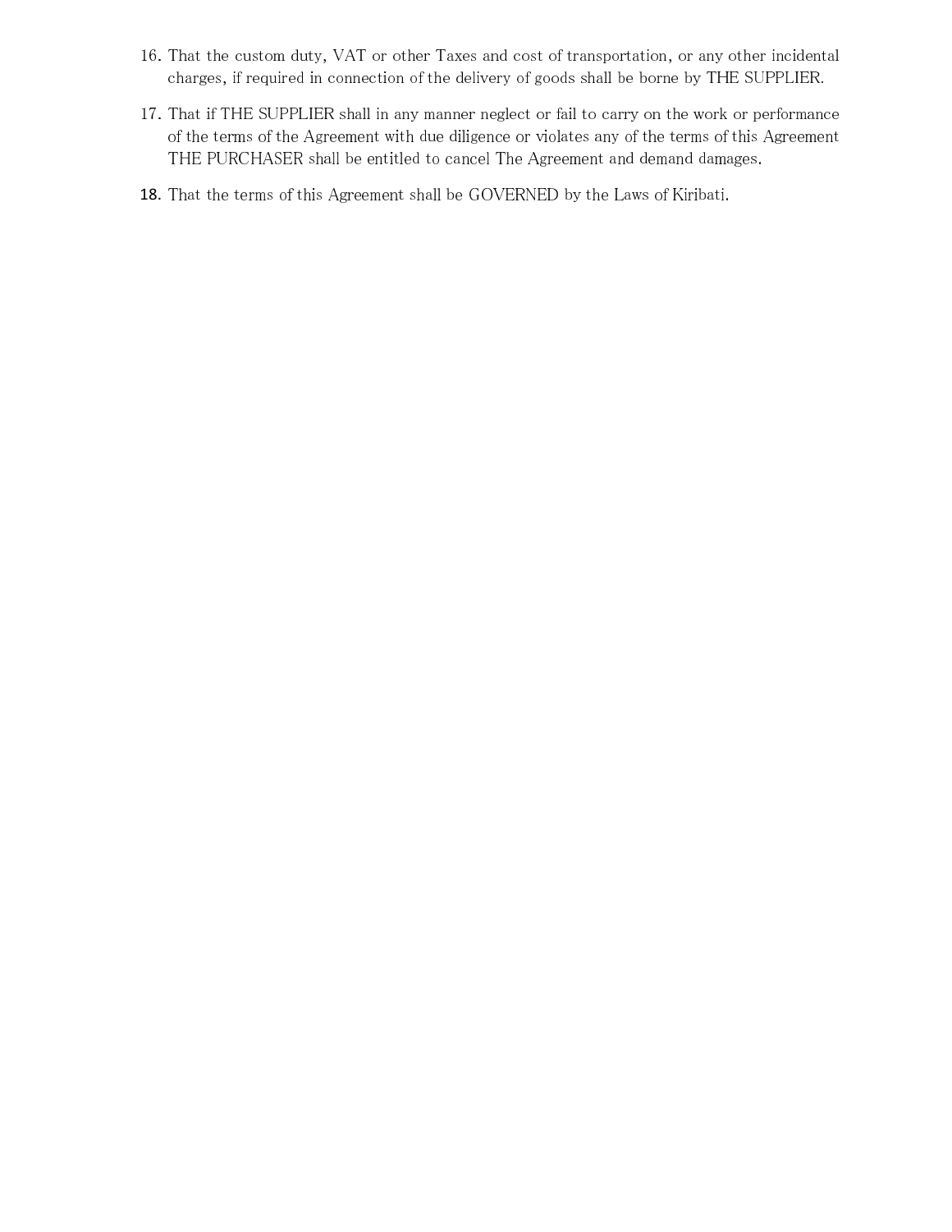16. That the custom duty, VAT or other Taxes and cost of transportation, or any other incidental charges, if required in connection of the delivery of goods shall be borne by THE SUPPLIER.
17. That if THE SUPPLIER shall in any manner neglect or fail to carry on the work or performance of the terms of the Agreement with due diligence or violates any of the terms of this Agreement THE PURCHASER shall be entitled to cancel The Agreement and demand damages.
18. That the terms of this Agreement shall be GOVERNED by the Laws of Kiribati.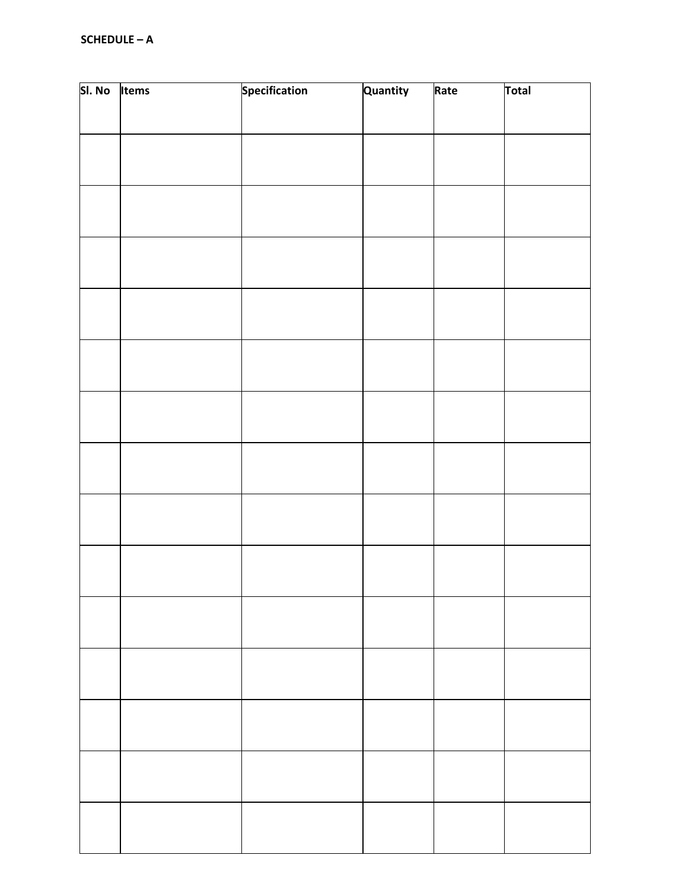**SCHEDULE – A**

| Sl. No | Items | Specification | Quantity | Rate | Total |
|---|---|---|---|---|---|
| | | | | | |
| | | | | | |
| | | | | | |
| | | | | | |
| | | | | | |
| | | | | | |
| | | | | | |
| | | | | | |
| | | | | | |
| | | | | | |
| | | | | | |
| | | | | | |
| | | | | | |
| | | | | | |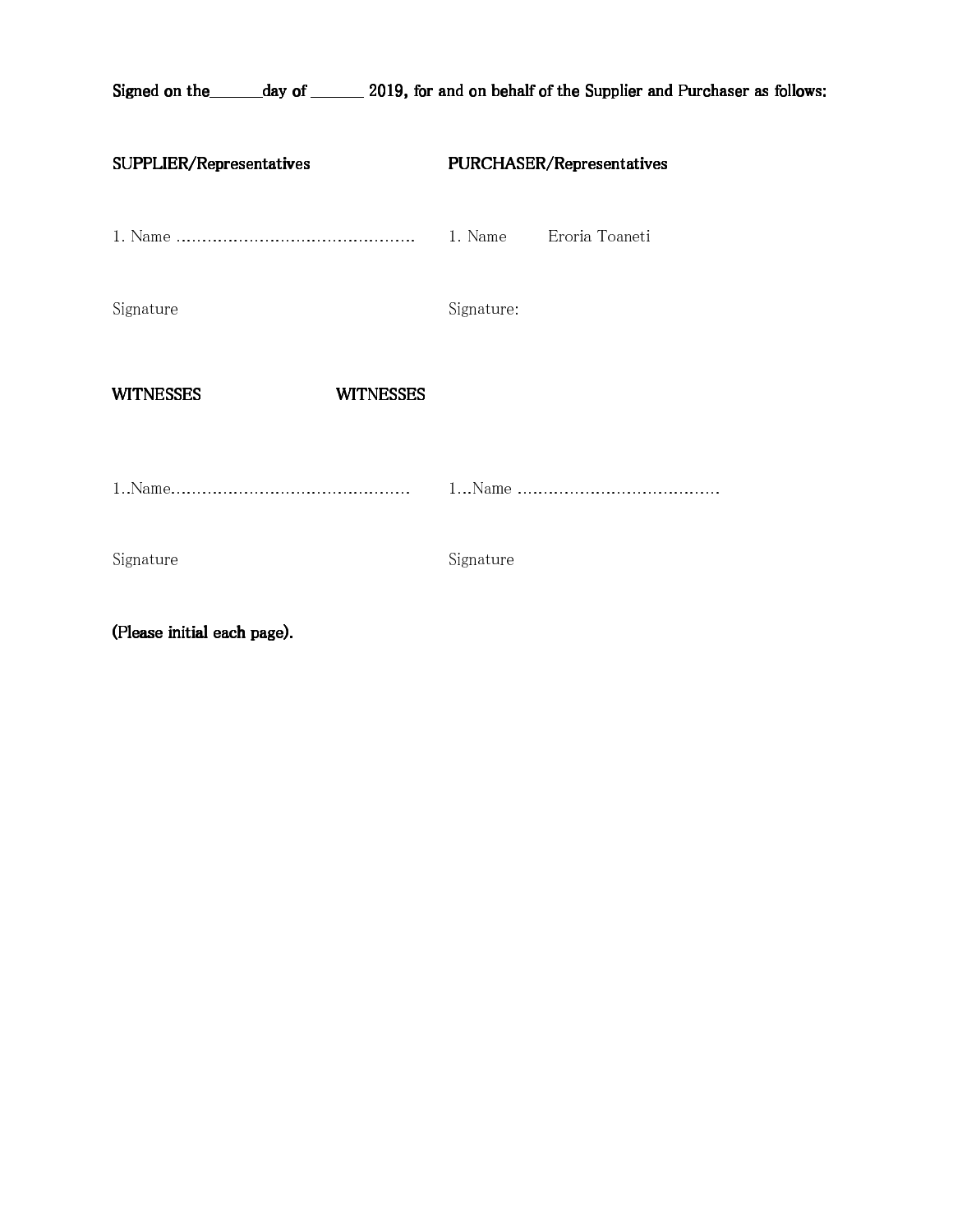**Signed on the______day of ______ 2019, for and on behalf of the Supplier and Purchaser as follows:**

**SUPPLIER/Representatives**

1. Name ……………………………………….

Signature

**PURCHASER/Representatives**

1. Name Eroria Toaneti

Signature:

**WITNESSES**

1..Name……………………………………….

Signature

**WITNESSES**

1...Name …………………………………

Signature

**(Please initial each page).**